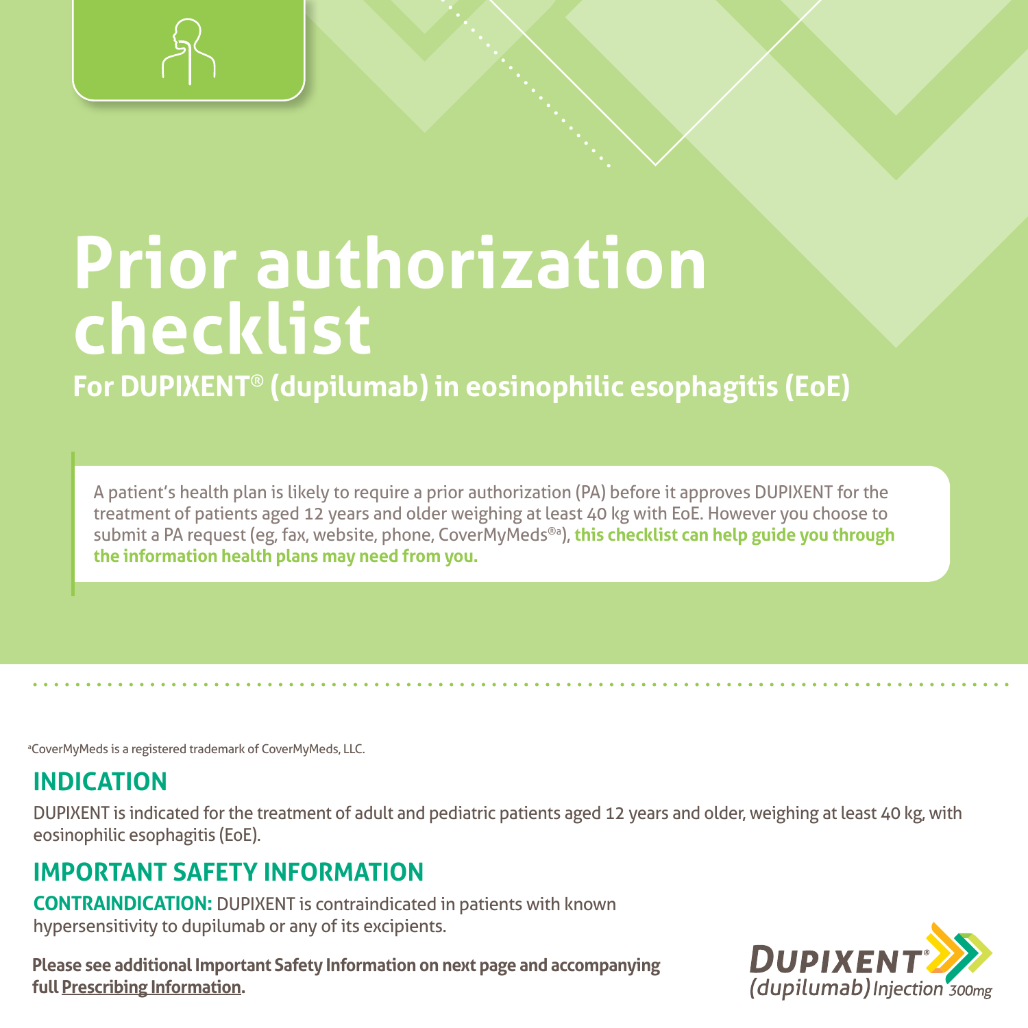# Prior authorization checklist

## For DUPIXENT® (dupilumab) in eosinophilic esophagitis (EoE)

A patient's health plan is likely to require a prior authorization (PA) before it approves DUPIXENT for the treatment of patients aged 12 years and older weighing at least 40 kg with EoE. However you choose to submit a PA request (eg, fax, website, phone, CoverMyMeds®[a]), **this checklist can help guide you through the information health plans may need from you.**

[a]CoverMyMeds is a registered trademark of CoverMyMeds, LLC.

## INDICATION

DUPIXENT is indicated for the treatment of adult and pediatric patients aged 12 years and older, weighing at least 40 kg, with eosinophilic esophagitis (EoE).

## IMPORTANT SAFETY INFORMATION

**CONTRAINDICATION:** DUPIXENT is contraindicated in patients with known hypersensitivity to dupilumab or any of its excipients.

**Please see additional Important Safety Information on next page and accompanying full Prescribing Information.**

DUPIXENT® (dupilumab) Injection 300mg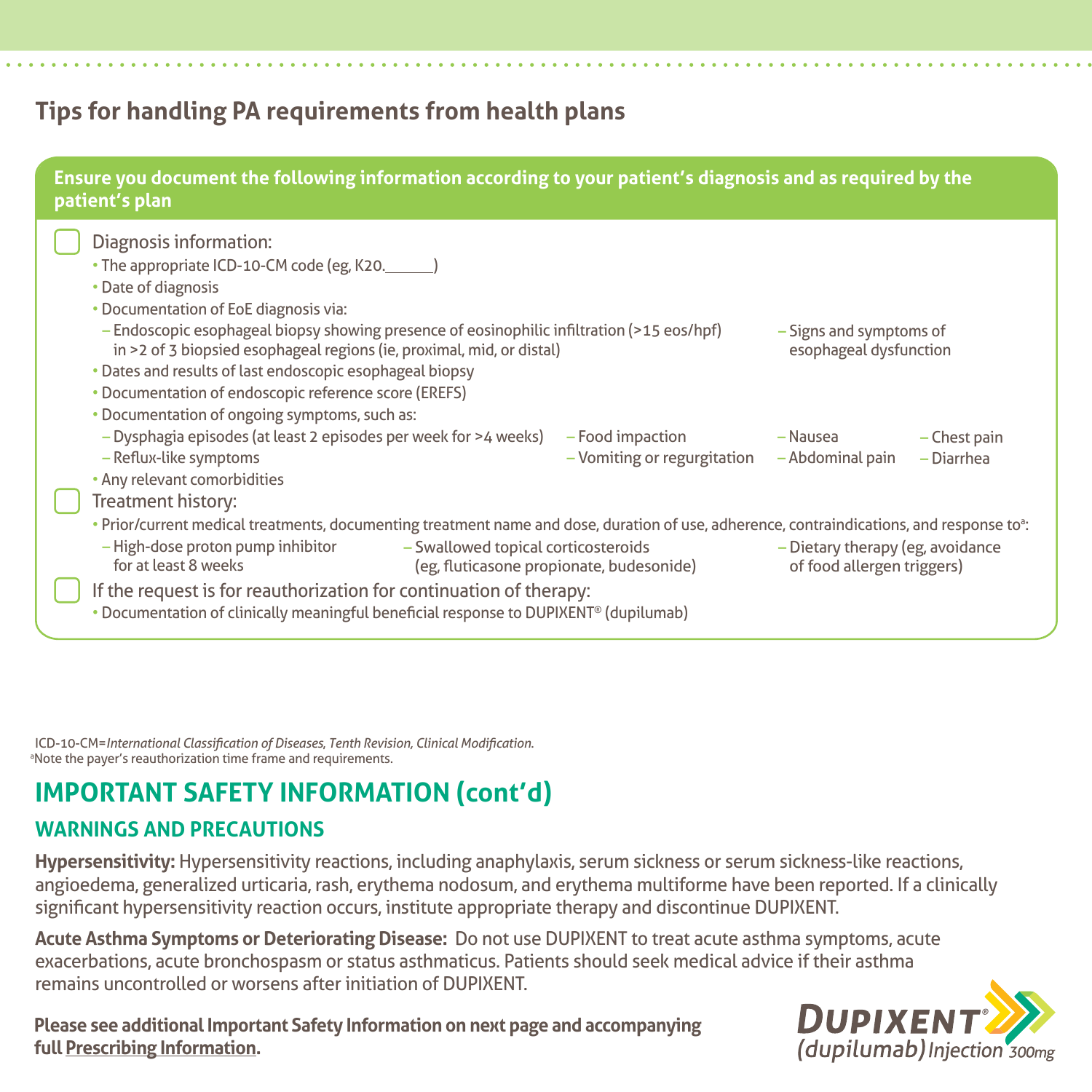## Tips for handling PA requirements from health plans

**Ensure you document the following information according to your patient's diagnosis and as required by the patient's plan**

☐ Diagnosis information:

- The appropriate ICD-10-CM code (eg, K20.______)
- Date of diagnosis
- Documentation of EoE diagnosis via:
  - Endoscopic esophageal biopsy showing presence of eosinophilic infiltration (>15 eos/hpf) in >2 of 3 biopsied esophageal regions (ie, proximal, mid, or distal)
  - Signs and symptoms of esophageal dysfunction
- Dates and results of last endoscopic esophageal biopsy
- Documentation of endoscopic reference score (EREFS)
- Documentation of ongoing symptoms, such as:
  - Dysphagia episodes (at least 2 episodes per week for >4 weeks)
  - Reflux-like symptoms
  - Food impaction
  - Vomiting or regurgitation
  - Nausea
  - Abdominal pain
  - Chest pain
  - Diarrhea
- Any relevant comorbidities

☐ Treatment history:

- Prior/current medical treatments, documenting treatment name and dose, duration of use, adherence, contraindications, and response to[a]:
  - High-dose proton pump inhibitor for at least 8 weeks
  - Swallowed topical corticosteroids (eg, fluticasone propionate, budesonide)
  - Dietary therapy (eg, avoidance of food allergen triggers)

☐ If the request is for reauthorization for continuation of therapy:

- Documentation of clinically meaningful beneficial response to DUPIXENT® (dupilumab)

ICD-10-CM=*International Classification of Diseases, Tenth Revision, Clinical Modification.*

[a]Note the payer's reauthorization time frame and requirements.

## IMPORTANT SAFETY INFORMATION (cont'd)

### WARNINGS AND PRECAUTIONS

**Hypersensitivity:** Hypersensitivity reactions, including anaphylaxis, serum sickness or serum sickness-like reactions, angioedema, generalized urticaria, rash, erythema nodosum, and erythema multiforme have been reported. If a clinically significant hypersensitivity reaction occurs, institute appropriate therapy and discontinue DUPIXENT.

**Acute Asthma Symptoms or Deteriorating Disease:** Do not use DUPIXENT to treat acute asthma symptoms, acute exacerbations, acute bronchospasm or status asthmaticus. Patients should seek medical advice if their asthma remains uncontrolled or worsens after initiation of DUPIXENT.

**Please see additional Important Safety Information on next page and accompanying full Prescribing Information.**

DUPIXENT® (dupilumab) Injection 300mg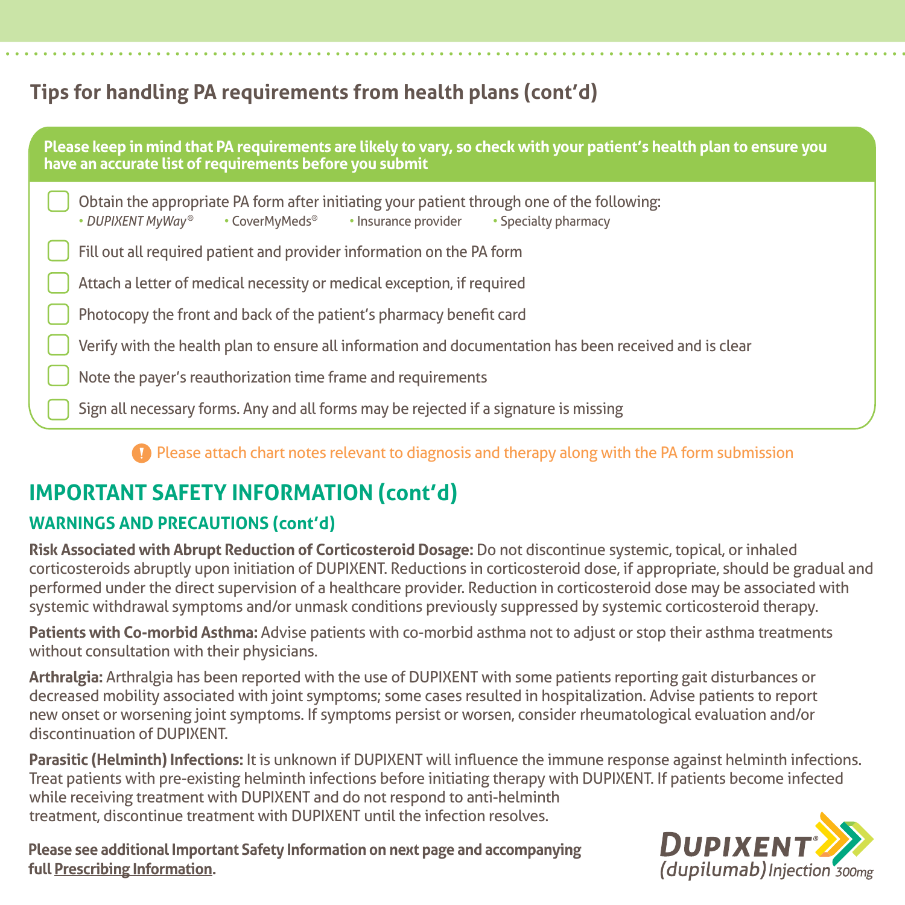## Tips for handling PA requirements from health plans (cont'd)

**Please keep in mind that PA requirements are likely to vary, so check with your patient's health plan to ensure you have an accurate list of requirements before you submit**

- [ ] Obtain the appropriate PA form after initiating your patient through one of the following:
  - *DUPIXENT MyWay®*
  - CoverMyMeds®
  - Insurance provider
  - Specialty pharmacy
- [ ] Fill out all required patient and provider information on the PA form
- [ ] Attach a letter of medical necessity or medical exception, if required
- [ ] Photocopy the front and back of the patient's pharmacy benefit card
- [ ] Verify with the health plan to ensure all information and documentation has been received and is clear
- [ ] Note the payer's reauthorization time frame and requirements
- [ ] Sign all necessary forms. Any and all forms may be rejected if a signature is missing

! Please attach chart notes relevant to diagnosis and therapy along with the PA form submission

## IMPORTANT SAFETY INFORMATION (cont'd)

### WARNINGS AND PRECAUTIONS (cont'd)

**Risk Associated with Abrupt Reduction of Corticosteroid Dosage:** Do not discontinue systemic, topical, or inhaled corticosteroids abruptly upon initiation of DUPIXENT. Reductions in corticosteroid dose, if appropriate, should be gradual and performed under the direct supervision of a healthcare provider. Reduction in corticosteroid dose may be associated with systemic withdrawal symptoms and/or unmask conditions previously suppressed by systemic corticosteroid therapy.

**Patients with Co-morbid Asthma:** Advise patients with co-morbid asthma not to adjust or stop their asthma treatments without consultation with their physicians.

**Arthralgia:** Arthralgia has been reported with the use of DUPIXENT with some patients reporting gait disturbances or decreased mobility associated with joint symptoms; some cases resulted in hospitalization. Advise patients to report new onset or worsening joint symptoms. If symptoms persist or worsen, consider rheumatological evaluation and/or discontinuation of DUPIXENT.

**Parasitic (Helminth) Infections:** It is unknown if DUPIXENT will influence the immune response against helminth infections. Treat patients with pre-existing helminth infections before initiating therapy with DUPIXENT. If patients become infected while receiving treatment with DUPIXENT and do not respond to anti-helminth treatment, discontinue treatment with DUPIXENT until the infection resolves.

**Please see additional Important Safety Information on next page and accompanying full Prescribing Information.**

DUPIXENT® (dupilumab) Injection 300mg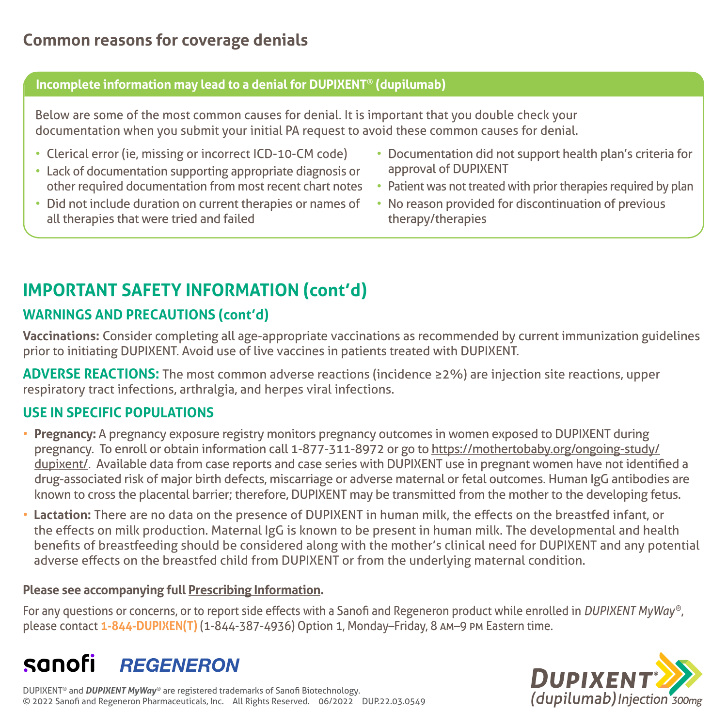## Common reasons for coverage denials

**Incomplete information may lead to a denial for DUPIXENT® (dupilumab)**

Below are some of the most common causes for denial. It is important that you double check your documentation when you submit your initial PA request to avoid these common causes for denial.

- Clerical error (ie, missing or incorrect ICD-10-CM code)
- Lack of documentation supporting appropriate diagnosis or other required documentation from most recent chart notes
- Did not include duration on current therapies or names of all therapies that were tried and failed
- Documentation did not support health plan's criteria for approval of DUPIXENT
- Patient was not treated with prior therapies required by plan
- No reason provided for discontinuation of previous therapy/therapies

## IMPORTANT SAFETY INFORMATION (cont'd)

### WARNINGS AND PRECAUTIONS (cont'd)

**Vaccinations:** Consider completing all age-appropriate vaccinations as recommended by current immunization guidelines prior to initiating DUPIXENT. Avoid use of live vaccines in patients treated with DUPIXENT.

**ADVERSE REACTIONS:** The most common adverse reactions (incidence ≥2%) are injection site reactions, upper respiratory tract infections, arthralgia, and herpes viral infections.

### USE IN SPECIFIC POPULATIONS

- **Pregnancy:** A pregnancy exposure registry monitors pregnancy outcomes in women exposed to DUPIXENT during pregnancy. To enroll or obtain information call 1-877-311-8972 or go to https://mothertobaby.org/ongoing-study/dupixent/. Available data from case reports and case series with DUPIXENT use in pregnant women have not identified a drug-associated risk of major birth defects, miscarriage or adverse maternal or fetal outcomes. Human IgG antibodies are known to cross the placental barrier; therefore, DUPIXENT may be transmitted from the mother to the developing fetus.
- **Lactation:** There are no data on the presence of DUPIXENT in human milk, the effects on the breastfed infant, or the effects on milk production. Maternal IgG is known to be present in human milk. The developmental and health benefits of breastfeeding should be considered along with the mother's clinical need for DUPIXENT and any potential adverse effects on the breastfed child from DUPIXENT or from the underlying maternal condition.

**Please see accompanying full Prescribing Information.**

For any questions or concerns, or to report side effects with a Sanofi and Regeneron product while enrolled in *DUPIXENT MyWay®*, please contact **1-844-DUPIXEN(T)** (1-844-387-4936) Option 1, Monday–Friday, 8 AM–9 PM Eastern time.

sanofi REGENERON

DUPIXENT® and ***DUPIXENT MyWay***® are registered trademarks of Sanofi Biotechnology.
© 2022 Sanofi and Regeneron Pharmaceuticals, Inc. All Rights Reserved. 06/2022 DUP.22.03.0549

DUPIXENT® (dupilumab) Injection 300mg